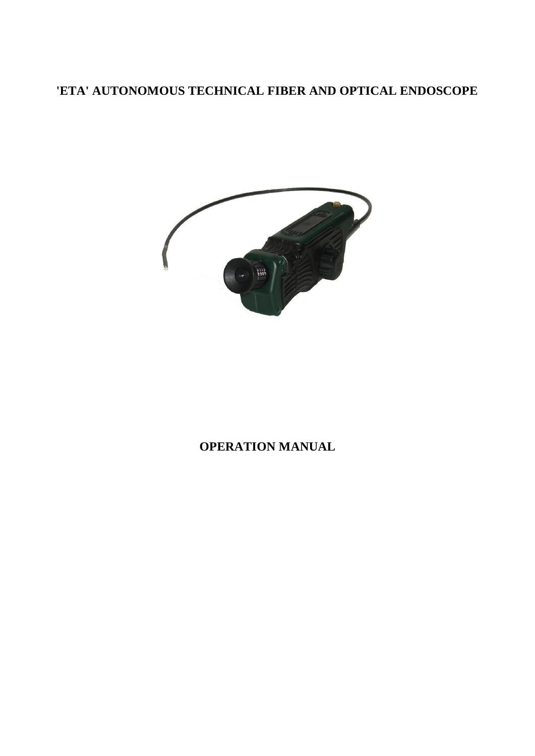# 'ETA' AUTONOMOUS TECHNICAL FIBER AND OPTICAL ENDOSCOPE

## OPERATION MANUAL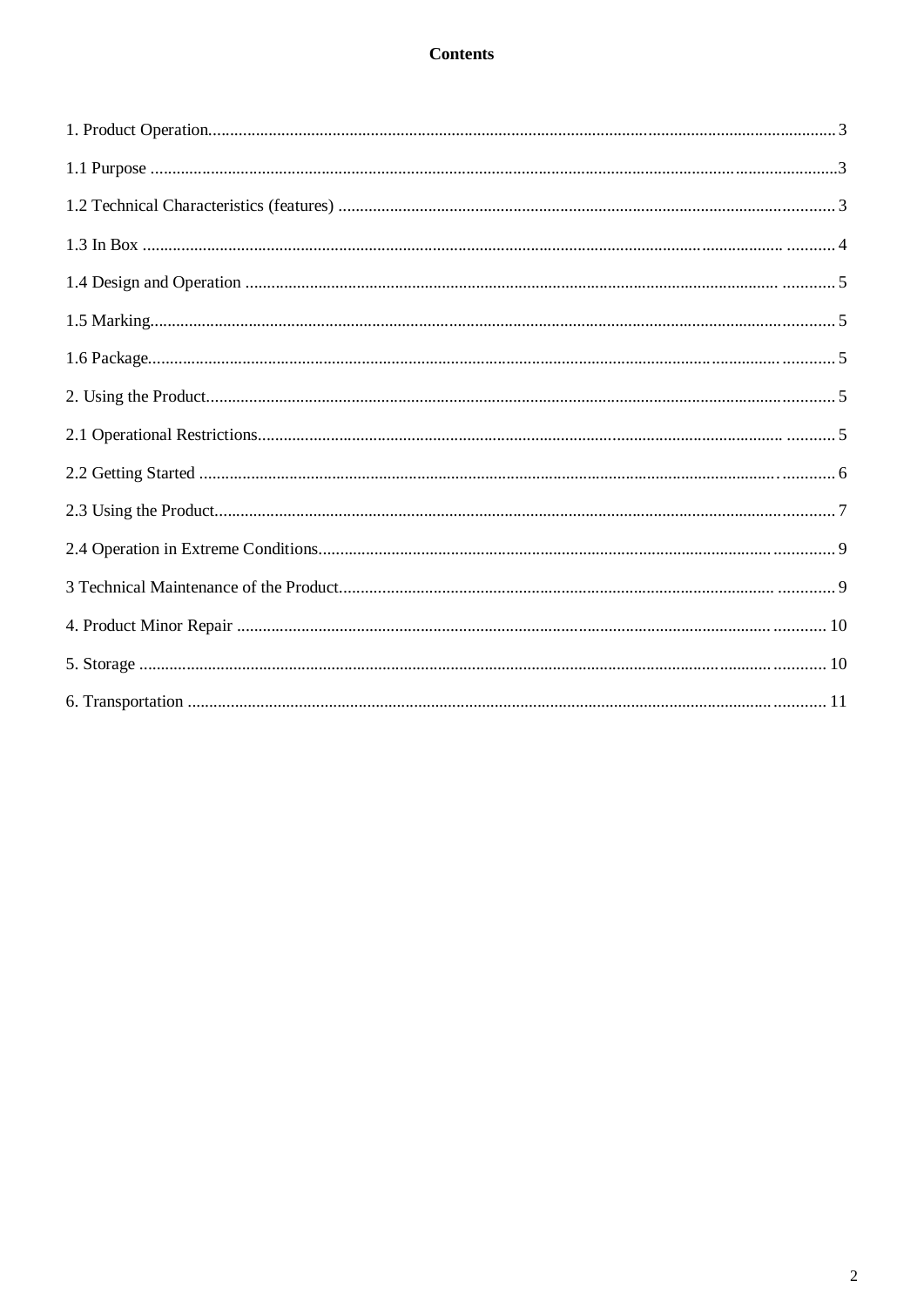# Contents

1. Product Operation.................................................................................................................................................. 3

1.1 Purpose .................................................................................................................................................................3

1.2 Technical Characteristics (features) .................................................................................................................... 3

1.3 In Box ................................................................................................................................................................. 4

1.4 Design and Operation .......................................................................................................................................... 5

1.5 Marking................................................................................................................................................................. 5

1.6 Package................................................................................................................................................................ 5

2. Using the Product.................................................................................................................................................. 5

2.1 Operational Restrictions....................................................................................................................................... 5

2.2 Getting Started ..................................................................................................................................................... 6

2.3 Using the Product................................................................................................................................................. 7

2.4 Operation in Extreme Conditions......................................................................................................................... 9

3 Technical Maintenance of the Product.................................................................................................................... 9

4. Product Minor Repair .......................................................................................................................................... 10

5. Storage ................................................................................................................................................................ 10

6. Transportation ..................................................................................................................................................... 11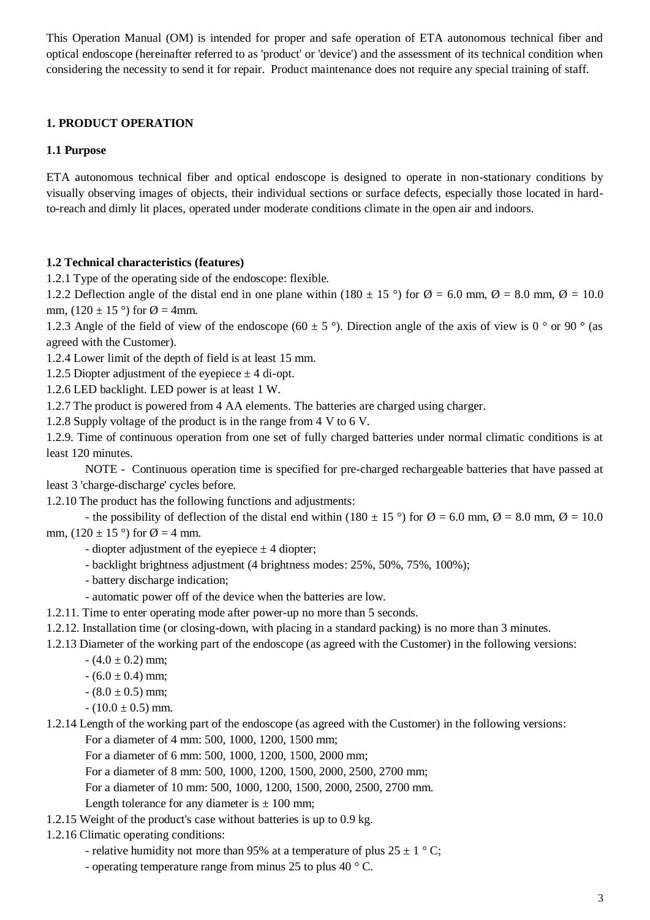This Operation Manual (OM) is intended for proper and safe operation of ETA autonomous technical fiber and optical endoscope (hereinafter referred to as 'product' or 'device') and the assessment of its technical condition when considering the necessity to send it for repair. Product maintenance does not require any special training of staff.

## 1. PRODUCT OPERATION

### 1.1 Purpose

ETA autonomous technical fiber and optical endoscope is designed to operate in non-stationary conditions by visually observing images of objects, their individual sections or surface defects, especially those located in hard-to-reach and dimly lit places, operated under moderate conditions climate in the open air and indoors.

### 1.2 Technical characteristics (features)

1.2.1 Type of the operating side of the endoscope: flexible.

1.2.2 Deflection angle of the distal end in one plane within (180 ± 15 °) for Ø = 6.0 mm, Ø = 8.0 mm, Ø = 10.0 mm, (120 ± 15 °) for Ø = 4mm.

1.2.3 Angle of the field of view of the endoscope (60 ± 5 °). Direction angle of the axis of view is 0 ° or 90 ° (as agreed with the Customer).

1.2.4 Lower limit of the depth of field is at least 15 mm.

1.2.5 Diopter adjustment of the eyepiece ± 4 di-opt.

1.2.6 LED backlight. LED power is at least 1 W.

1.2.7 The product is powered from 4 AA elements. The batteries are charged using charger.

1.2.8 Supply voltage of the product is in the range from 4 V to 6 V.

1.2.9. Time of continuous operation from one set of fully charged batteries under normal climatic conditions is at least 120 minutes.

NOTE - Continuous operation time is specified for pre-charged rechargeable batteries that have passed at least 3 'charge-discharge' cycles before.

1.2.10 The product has the following functions and adjustments:

- the possibility of deflection of the distal end within (180 ± 15 °) for Ø = 6.0 mm, Ø = 8.0 mm, Ø = 10.0 mm, (120 ± 15 °) for Ø = 4 mm.
- diopter adjustment of the eyepiece ± 4 diopter;
- backlight brightness adjustment (4 brightness modes: 25%, 50%, 75%, 100%);
- battery discharge indication;
- automatic power off of the device when the batteries are low.

1.2.11. Time to enter operating mode after power-up no more than 5 seconds.

1.2.12. Installation time (or closing-down, with placing in a standard packing) is no more than 3 minutes.

1.2.13 Diameter of the working part of the endoscope (as agreed with the Customer) in the following versions:

- (4.0 ± 0.2) mm;
- (6.0 ± 0.4) mm;
- (8.0 ± 0.5) mm;
- (10.0 ± 0.5) mm.

1.2.14 Length of the working part of the endoscope (as agreed with the Customer) in the following versions:

For a diameter of 4 mm: 500, 1000, 1200, 1500 mm;

For a diameter of 6 mm: 500, 1000, 1200, 1500, 2000 mm;

For a diameter of 8 mm: 500, 1000, 1200, 1500, 2000, 2500, 2700 mm;

For a diameter of 10 mm: 500, 1000, 1200, 1500, 2000, 2500, 2700 mm.

Length tolerance for any diameter is ± 100 mm;

1.2.15 Weight of the product's case without batteries is up to 0.9 kg.

1.2.16 Climatic operating conditions:

- relative humidity not more than 95% at a temperature of plus 25 ± 1 ° C;
- operating temperature range from minus 25 to plus 40 ° C.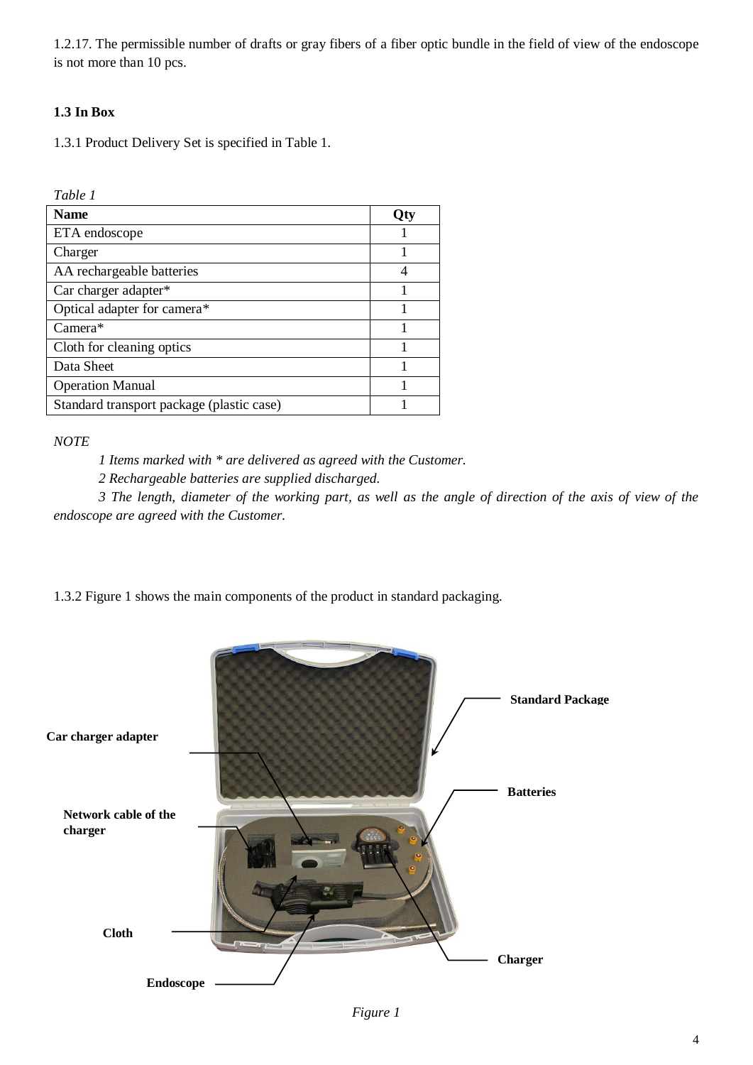1.2.17. The permissible number of drafts or gray fibers of a fiber optic bundle in the field of view of the endoscope is not more than 10 pcs.

**1.3 In Box**

1.3.1 Product Delivery Set is specified in Table 1.

*Table 1*

| Name | Qty |
|---|---|
| ETA endoscope | 1 |
| Charger | 1 |
| AA rechargeable batteries | 4 |
| Car charger adapter* | 1 |
| Optical adapter for camera* | 1 |
| Camera* | 1 |
| Cloth for cleaning optics | 1 |
| Data Sheet | 1 |
| Operation Manual | 1 |
| Standard transport package (plastic case) | 1 |

*NOTE*

*1 Items marked with * are delivered as agreed with the Customer.*

*2 Rechargeable batteries are supplied discharged.*

*3 The length, diameter of the working part, as well as the angle of direction of the axis of view of the endoscope are agreed with the Customer.*

1.3.2 Figure 1 shows the main components of the product in standard packaging.

**Standard Package**

**Car charger adapter**

**Batteries**

**Network cable of the charger**

**Cloth**

**Charger**

**Endoscope**

*Figure 1*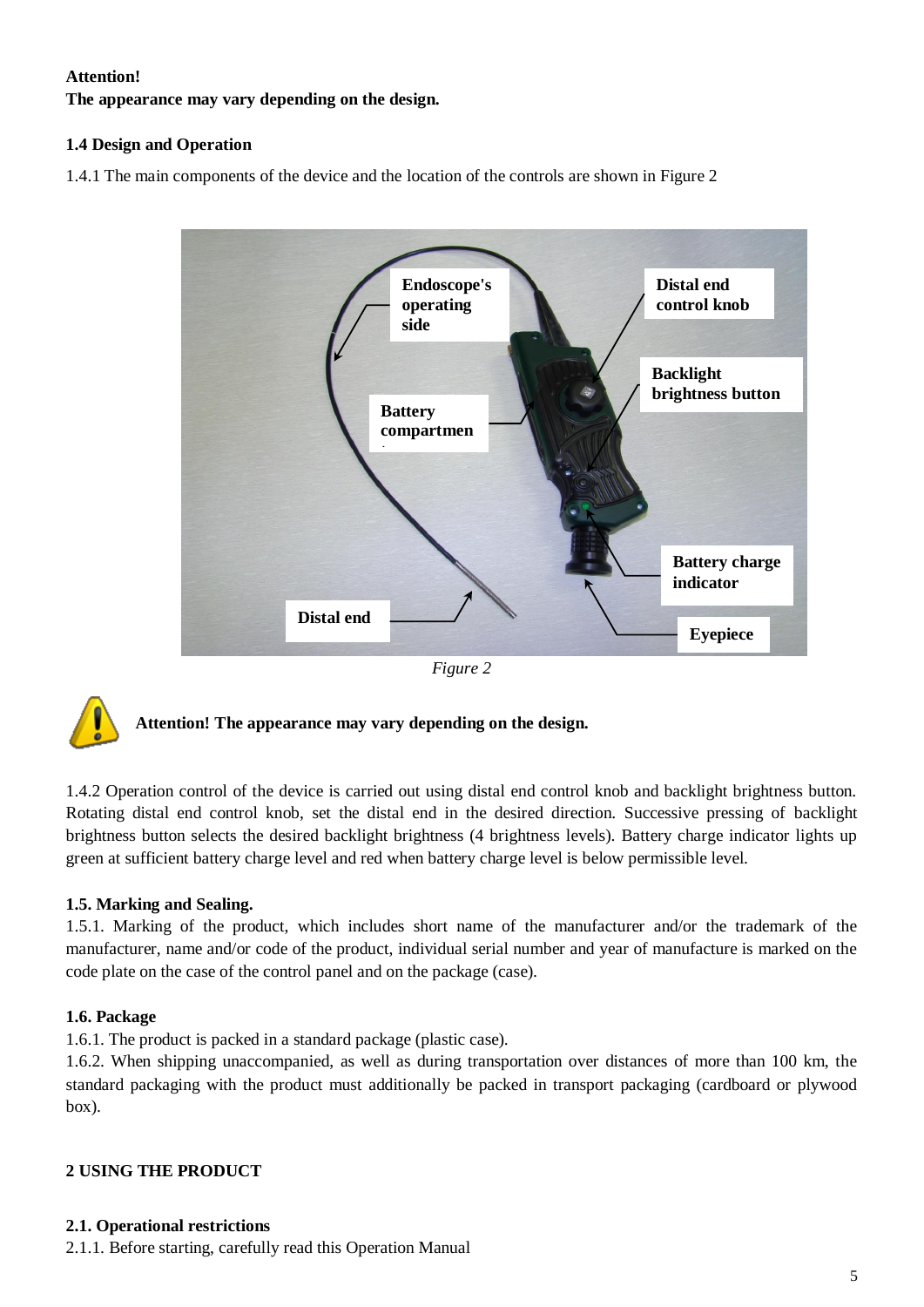**Attention!**
**The appearance may vary depending on the design.**

### 1.4 Design and Operation

1.4.1 The main components of the device and the location of the controls are shown in Figure 2

*Figure 2*

**Attention! The appearance may vary depending on the design.**

1.4.2 Operation control of the device is carried out using distal end control knob and backlight brightness button. Rotating distal end control knob, set the distal end in the desired direction. Successive pressing of backlight brightness button selects the desired backlight brightness (4 brightness levels). Battery charge indicator lights up green at sufficient battery charge level and red when battery charge level is below permissible level.

### 1.5. Marking and Sealing.

1.5.1. Marking of the product, which includes short name of the manufacturer and/or the trademark of the manufacturer, name and/or code of the product, individual serial number and year of manufacture is marked on the code plate on the case of the control panel and on the package (case).

### 1.6. Package

1.6.1. The product is packed in a standard package (plastic case).
1.6.2. When shipping unaccompanied, as well as during transportation over distances of more than 100 km, the standard packaging with the product must additionally be packed in transport packaging (cardboard or plywood box).

## 2 USING THE PRODUCT

### 2.1. Operational restrictions

2.1.1. Before starting, carefully read this Operation Manual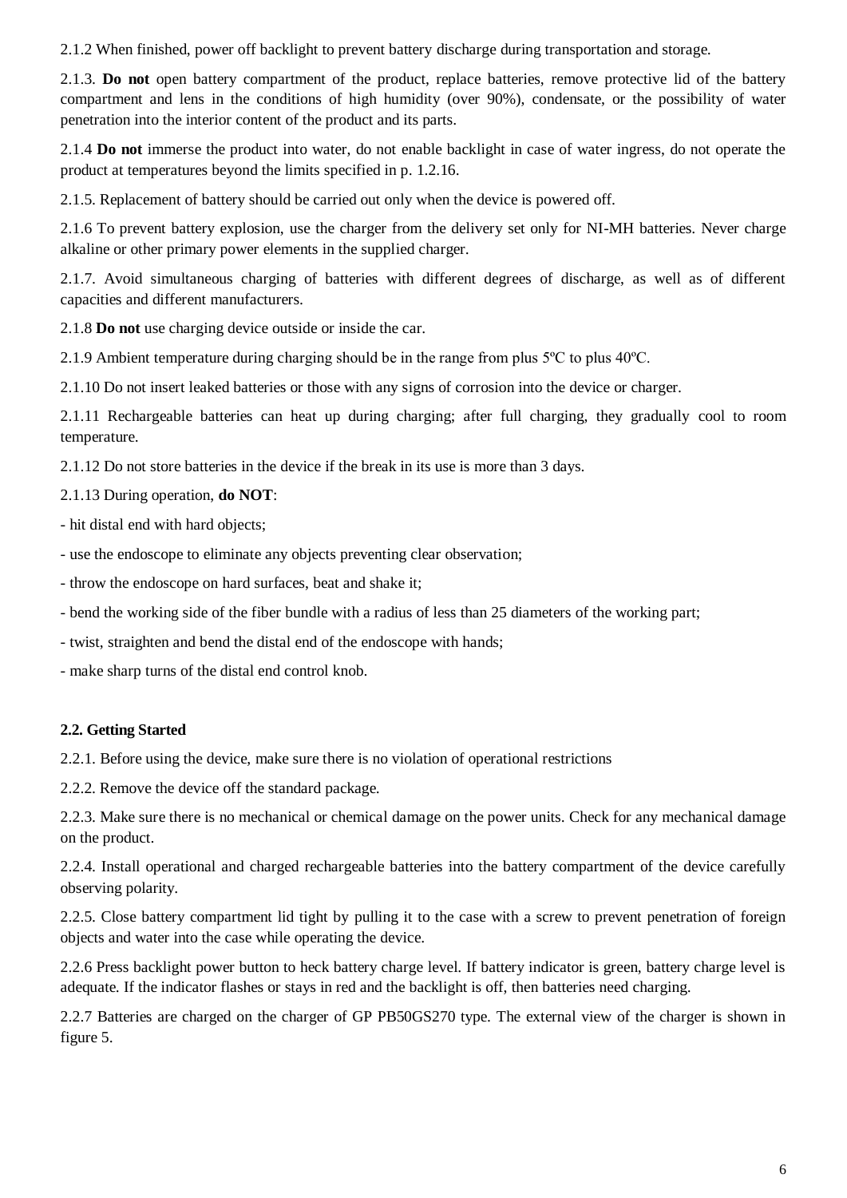2.1.2 When finished, power off backlight to prevent battery discharge during transportation and storage.

2.1.3. **Do not** open battery compartment of the product, replace batteries, remove protective lid of the battery compartment and lens in the conditions of high humidity (over 90%), condensate, or the possibility of water penetration into the interior content of the product and its parts.

2.1.4 **Do not** immerse the product into water, do not enable backlight in case of water ingress, do not operate the product at temperatures beyond the limits specified in p. 1.2.16.

2.1.5. Replacement of battery should be carried out only when the device is powered off.

2.1.6 To prevent battery explosion, use the charger from the delivery set only for NI-MH batteries. Never charge alkaline or other primary power elements in the supplied charger.

2.1.7. Avoid simultaneous charging of batteries with different degrees of discharge, as well as of different capacities and different manufacturers.

2.1.8 **Do not** use charging device outside or inside the car.

2.1.9 Ambient temperature during charging should be in the range from plus 5ºC to plus 40ºC.

2.1.10 Do not insert leaked batteries or those with any signs of corrosion into the device or charger.

2.1.11 Rechargeable batteries can heat up during charging; after full charging, they gradually cool to room temperature.

2.1.12 Do not store batteries in the device if the break in its use is more than 3 days.

2.1.13 During operation, **do NOT**:

- hit distal end with hard objects;
- use the endoscope to eliminate any objects preventing clear observation;
- throw the endoscope on hard surfaces, beat and shake it;
- bend the working side of the fiber bundle with a radius of less than 25 diameters of the working part;
- twist, straighten and bend the distal end of the endoscope with hands;
- make sharp turns of the distal end control knob.

### 2.2. Getting Started

2.2.1. Before using the device, make sure there is no violation of operational restrictions

2.2.2. Remove the device off the standard package.

2.2.3. Make sure there is no mechanical or chemical damage on the power units. Check for any mechanical damage on the product.

2.2.4. Install operational and charged rechargeable batteries into the battery compartment of the device carefully observing polarity.

2.2.5. Close battery compartment lid tight by pulling it to the case with a screw to prevent penetration of foreign objects and water into the case while operating the device.

2.2.6 Press backlight power button to heck battery charge level. If battery indicator is green, battery charge level is adequate. If the indicator flashes or stays in red and the backlight is off, then batteries need charging.

2.2.7 Batteries are charged on the charger of GP PB50GS270 type. The external view of the charger is shown in figure 5.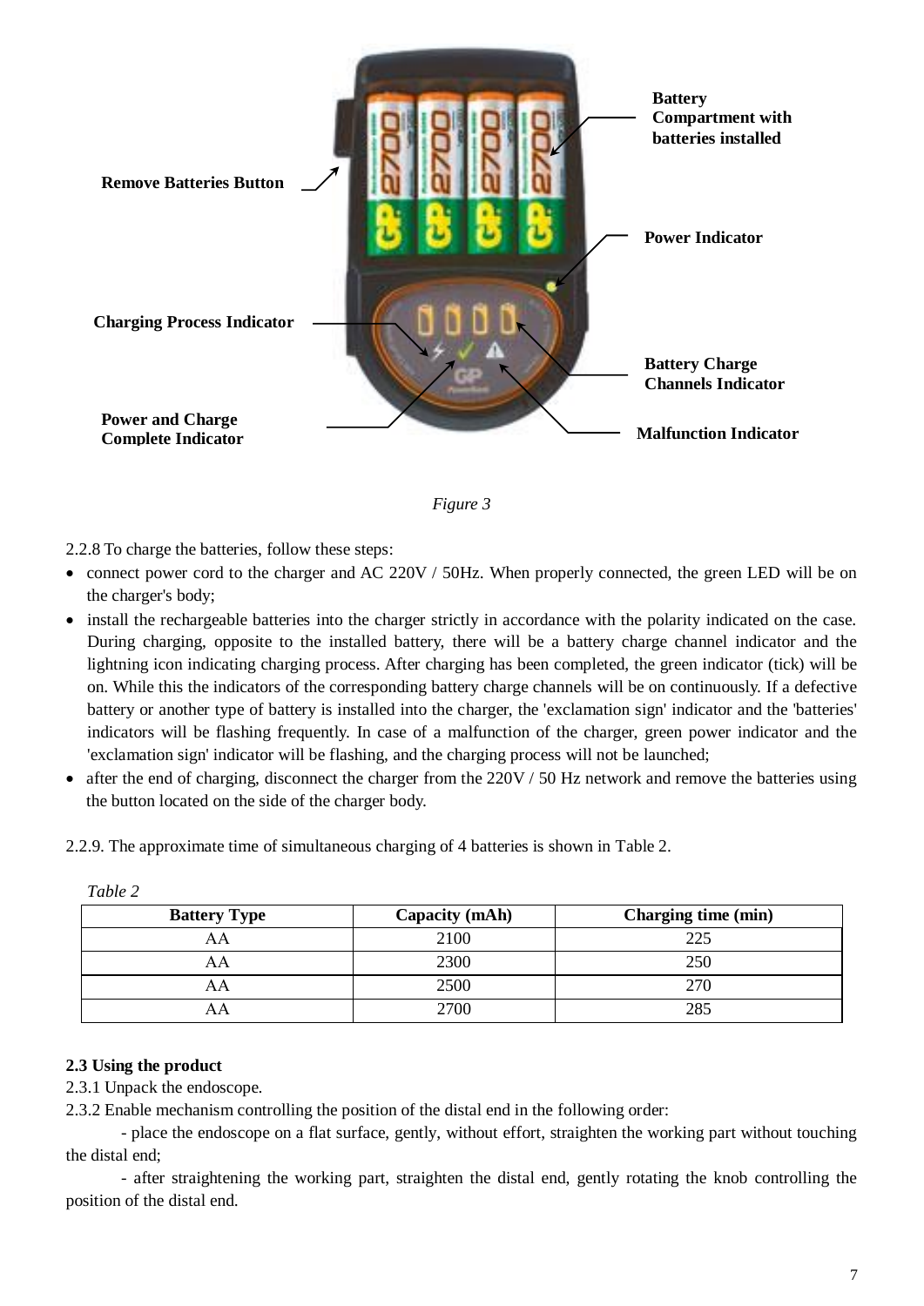Remove Batteries Button

Battery Compartment with batteries installed

Power Indicator

Charging Process Indicator

Battery Charge Channels Indicator

Power and Charge Complete Indicator

Malfunction Indicator

*Figure 3*

2.2.8 To charge the batteries, follow these steps:

- connect power cord to the charger and AC 220V / 50Hz. When properly connected, the green LED will be on the charger's body;
- install the rechargeable batteries into the charger strictly in accordance with the polarity indicated on the case. During charging, opposite to the installed battery, there will be a battery charge channel indicator and the lightning icon indicating charging process. After charging has been completed, the green indicator (tick) will be on. While this the indicators of the corresponding battery charge channels will be on continuously. If a defective battery or another type of battery is installed into the charger, the 'exclamation sign' indicator and the 'batteries' indicators will be flashing frequently. In case of a malfunction of the charger, green power indicator and the 'exclamation sign' indicator will be flashing, and the charging process will not be launched;
- after the end of charging, disconnect the charger from the 220V / 50 Hz network and remove the batteries using the button located on the side of the charger body.

2.2.9. The approximate time of simultaneous charging of 4 batteries is shown in Table 2.

*Table 2*

| Battery Type | Capacity (mAh) | Charging time (min) |
|---|---|---|
| AA | 2100 | 225 |
| AA | 2300 | 250 |
| AA | 2500 | 270 |
| AA | 2700 | 285 |

**2.3 Using the product**

2.3.1 Unpack the endoscope.

2.3.2 Enable mechanism controlling the position of the distal end in the following order:

- place the endoscope on a flat surface, gently, without effort, straighten the working part without touching the distal end;

- after straightening the working part, straighten the distal end, gently rotating the knob controlling the position of the distal end.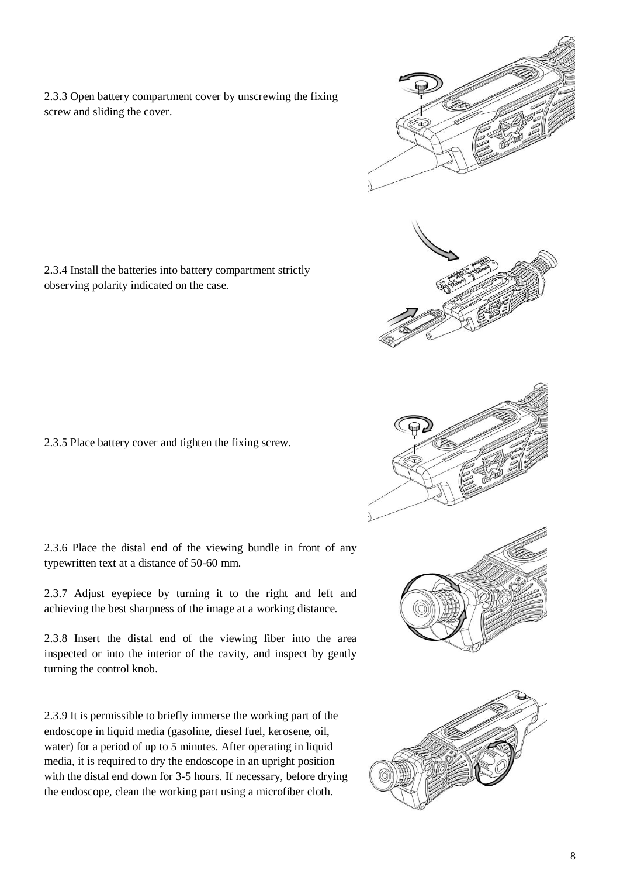2.3.3 Open battery compartment cover by unscrewing the fixing screw and sliding the cover.

2.3.4 Install the batteries into battery compartment strictly observing polarity indicated on the case.

2.3.5 Place battery cover and tighten the fixing screw.

2.3.6 Place the distal end of the viewing bundle in front of any typewritten text at a distance of 50-60 mm.

2.3.7 Adjust eyepiece by turning it to the right and left and achieving the best sharpness of the image at a working distance.

2.3.8 Insert the distal end of the viewing fiber into the area inspected or into the interior of the cavity, and inspect by gently turning the control knob.

2.3.9 It is permissible to briefly immerse the working part of the endoscope in liquid media (gasoline, diesel fuel, kerosene, oil, water) for a period of up to 5 minutes. After operating in liquid media, it is required to dry the endoscope in an upright position with the distal end down for 3-5 hours. If necessary, before drying the endoscope, clean the working part using a microfiber cloth.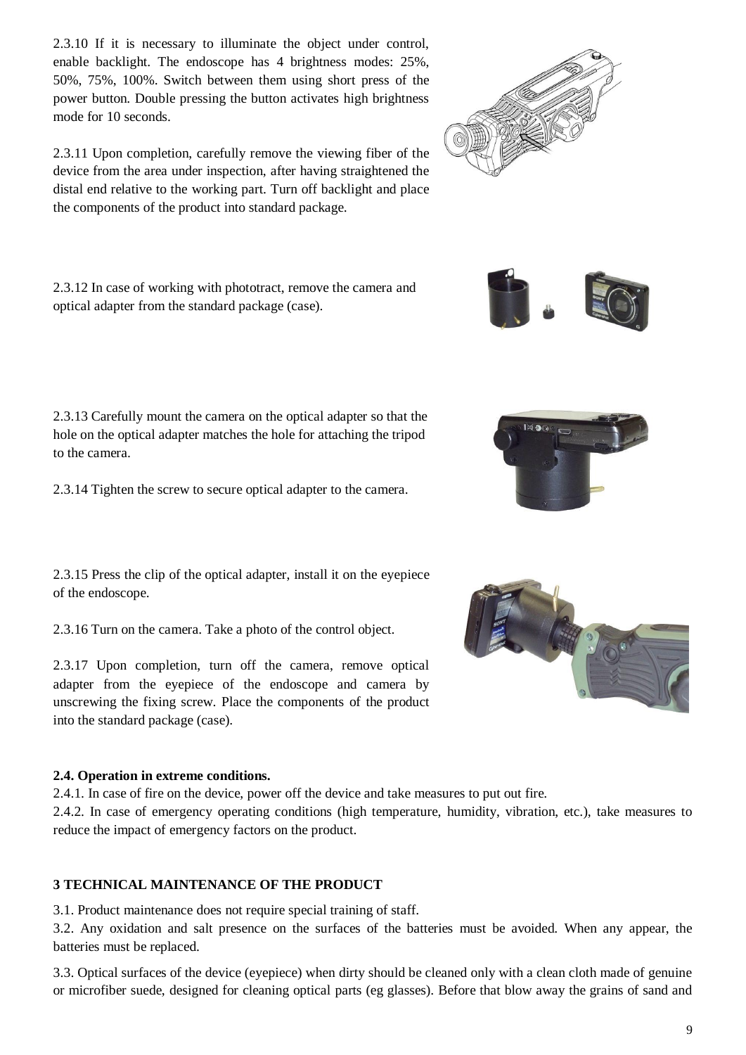2.3.10 If it is necessary to illuminate the object under control, enable backlight. The endoscope has 4 brightness modes: 25%, 50%, 75%, 100%. Switch between them using short press of the power button. Double pressing the button activates high brightness mode for 10 seconds.

2.3.11 Upon completion, carefully remove the viewing fiber of the device from the area under inspection, after having straightened the distal end relative to the working part. Turn off backlight and place the components of the product into standard package.

2.3.12 In case of working with phototract, remove the camera and optical adapter from the standard package (case).

2.3.13 Carefully mount the camera on the optical adapter so that the hole on the optical adapter matches the hole for attaching the tripod to the camera.

2.3.14 Tighten the screw to secure optical adapter to the camera.

2.3.15 Press the clip of the optical adapter, install it on the eyepiece of the endoscope.

2.3.16 Turn on the camera. Take a photo of the control object.

2.3.17 Upon completion, turn off the camera, remove optical adapter from the eyepiece of the endoscope and camera by unscrewing the fixing screw. Place the components of the product into the standard package (case).

**2.4. Operation in extreme conditions.**

2.4.1. In case of fire on the device, power off the device and take measures to put out fire.

2.4.2. In case of emergency operating conditions (high temperature, humidity, vibration, etc.), take measures to reduce the impact of emergency factors on the product.

## 3 TECHNICAL MAINTENANCE OF THE PRODUCT

3.1. Product maintenance does not require special training of staff.

3.2. Any oxidation and salt presence on the surfaces of the batteries must be avoided. When any appear, the batteries must be replaced.

3.3. Optical surfaces of the device (eyepiece) when dirty should be cleaned only with a clean cloth made of genuine or microfiber suede, designed for cleaning optical parts (eg glasses). Before that blow away the grains of sand and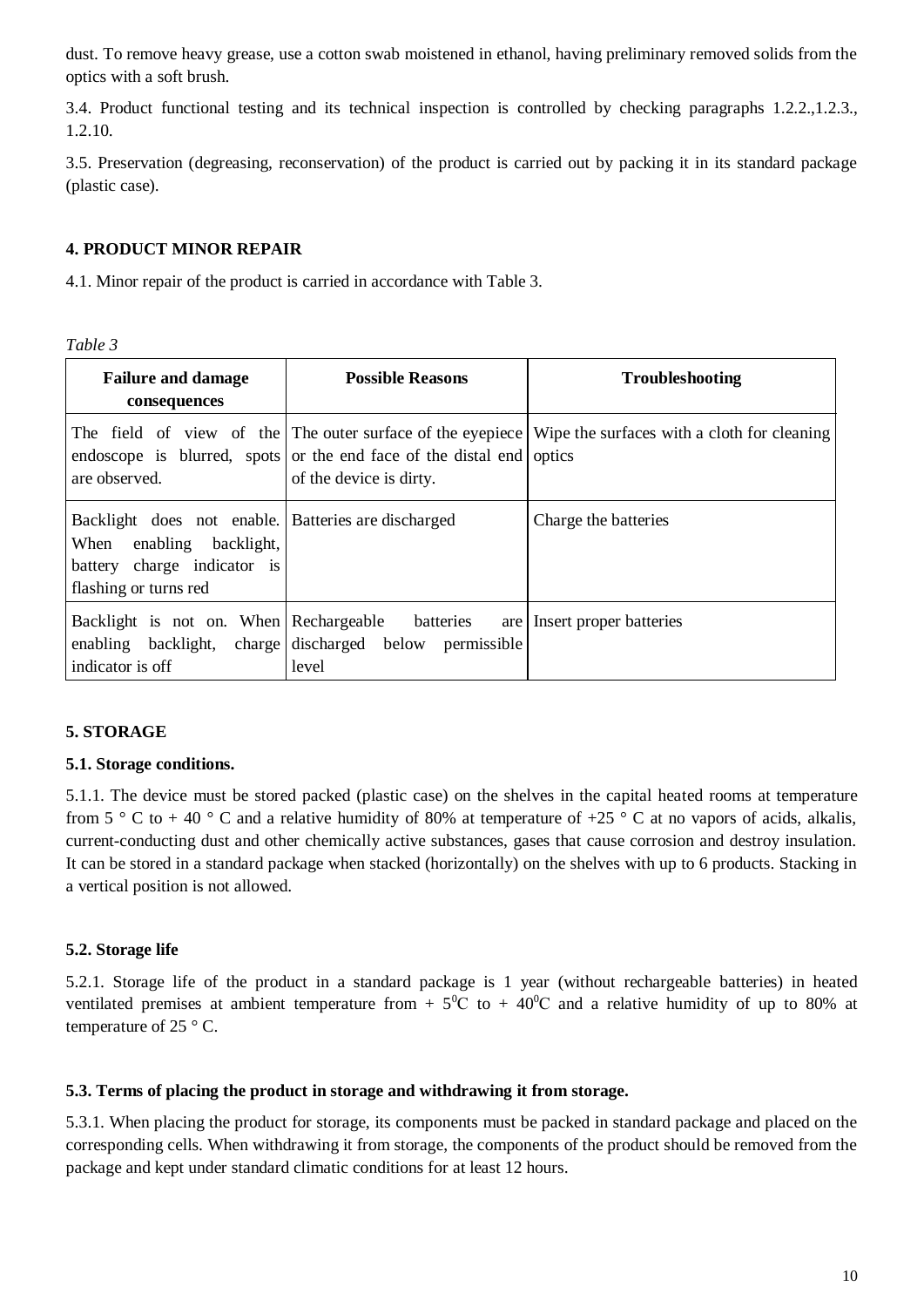dust. To remove heavy grease, use a cotton swab moistened in ethanol, having preliminary removed solids from the optics with a soft brush.

3.4. Product functional testing and its technical inspection is controlled by checking paragraphs 1.2.2.,1.2.3., 1.2.10.

3.5. Preservation (degreasing, reconservation) of the product is carried out by packing it in its standard package (plastic case).

## 4. PRODUCT MINOR REPAIR

4.1. Minor repair of the product is carried in accordance with Table 3.

*Table 3*

| Failure and damage consequences | Possible Reasons | Troubleshooting |
|---|---|---|
| The field of view of the endoscope is blurred, spots are observed. | The outer surface of the eyepiece or the end face of the distal end of the device is dirty. | Wipe the surfaces with a cloth for cleaning optics |
| Backlight does not enable. When enabling backlight, battery charge indicator is flashing or turns red | Batteries are discharged | Charge the batteries |
| Backlight is not on. When enabling backlight, charge indicator is off | Rechargeable batteries are discharged below permissible level | Insert proper batteries |

## 5. STORAGE

### 5.1. Storage conditions.

5.1.1. The device must be stored packed (plastic case) on the shelves in the capital heated rooms at temperature from 5 ° C to + 40 ° C and a relative humidity of 80% at temperature of +25 ° C at no vapors of acids, alkalis, current-conducting dust and other chemically active substances, gases that cause corrosion and destroy insulation. It can be stored in a standard package when stacked (horizontally) on the shelves with up to 6 products. Stacking in a vertical position is not allowed.

### 5.2. Storage life

5.2.1. Storage life of the product in a standard package is 1 year (without rechargeable batteries) in heated ventilated premises at ambient temperature from + $5^0$C to + $40^0$C and a relative humidity of up to 80% at temperature of 25 ° C.

### 5.3. Terms of placing the product in storage and withdrawing it from storage.

5.3.1. When placing the product for storage, its components must be packed in standard package and placed on the corresponding cells. When withdrawing it from storage, the components of the product should be removed from the package and kept under standard climatic conditions for at least 12 hours.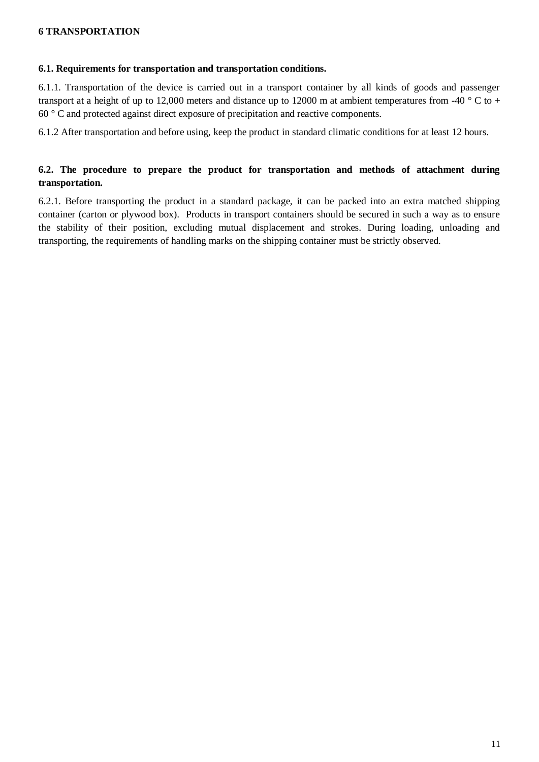## 6 TRANSPORTATION

### 6.1. Requirements for transportation and transportation conditions.

6.1.1. Transportation of the device is carried out in a transport container by all kinds of goods and passenger transport at a height of up to 12,000 meters and distance up to 12000 m at ambient temperatures from -40 ° C to + 60 ° C and protected against direct exposure of precipitation and reactive components.

6.1.2 After transportation and before using, keep the product in standard climatic conditions for at least 12 hours.

### 6.2. The procedure to prepare the product for transportation and methods of attachment during transportation.

6.2.1. Before transporting the product in a standard package, it can be packed into an extra matched shipping container (carton or plywood box). Products in transport containers should be secured in such a way as to ensure the stability of their position, excluding mutual displacement and strokes. During loading, unloading and transporting, the requirements of handling marks on the shipping container must be strictly observed.